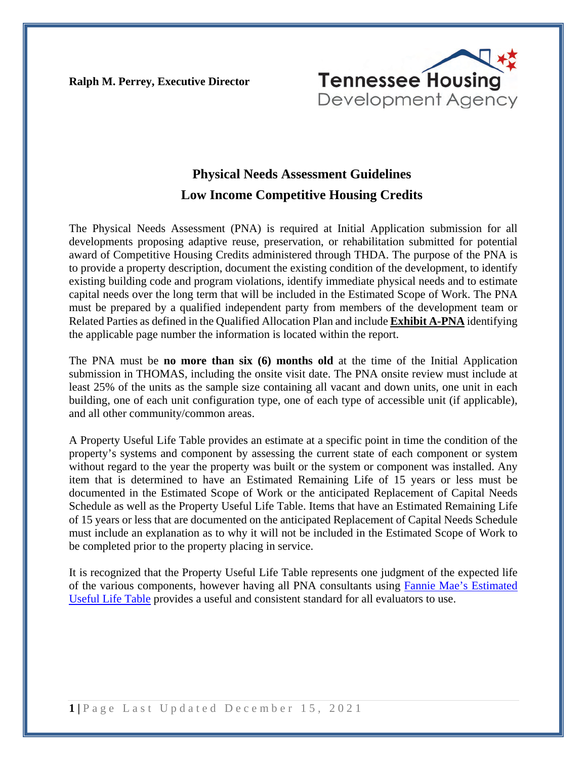**Ralph M. Perrey, Executive Director**

Tennessee Housing Development Agency

## Physical Needs Assessment Guidelines
## Low Income Competitive Housing Credits

The Physical Needs Assessment (PNA) is required at Initial Application submission for all developments proposing adaptive reuse, preservation, or rehabilitation submitted for potential award of Competitive Housing Credits administered through THDA. The purpose of the PNA is to provide a property description, document the existing condition of the development, to identify existing building code and program violations, identify immediate physical needs and to estimate capital needs over the long term that will be included in the Estimated Scope of Work. The PNA must be prepared by a qualified independent party from members of the development team or Related Parties as defined in the Qualified Allocation Plan and include **Exhibit A-PNA** identifying the applicable page number the information is located within the report.

The PNA must be **no more than six (6) months old** at the time of the Initial Application submission in THOMAS, including the onsite visit date. The PNA onsite review must include at least 25% of the units as the sample size containing all vacant and down units, one unit in each building, one of each unit configuration type, one of each type of accessible unit (if applicable), and all other community/common areas.

A Property Useful Life Table provides an estimate at a specific point in time the condition of the property's systems and component by assessing the current state of each component or system without regard to the year the property was built or the system or component was installed. Any item that is determined to have an Estimated Remaining Life of 15 years or less must be documented in the Estimated Scope of Work or the anticipated Replacement of Capital Needs Schedule as well as the Property Useful Life Table. Items that have an Estimated Remaining Life of 15 years or less that are documented on the anticipated Replacement of Capital Needs Schedule must include an explanation as to why it will not be included in the Estimated Scope of Work to be completed prior to the property placing in service.

It is recognized that the Property Useful Life Table represents one judgment of the expected life of the various components, however having all PNA consultants using Fannie Mae's Estimated Useful Life Table provides a useful and consistent standard for all evaluators to use.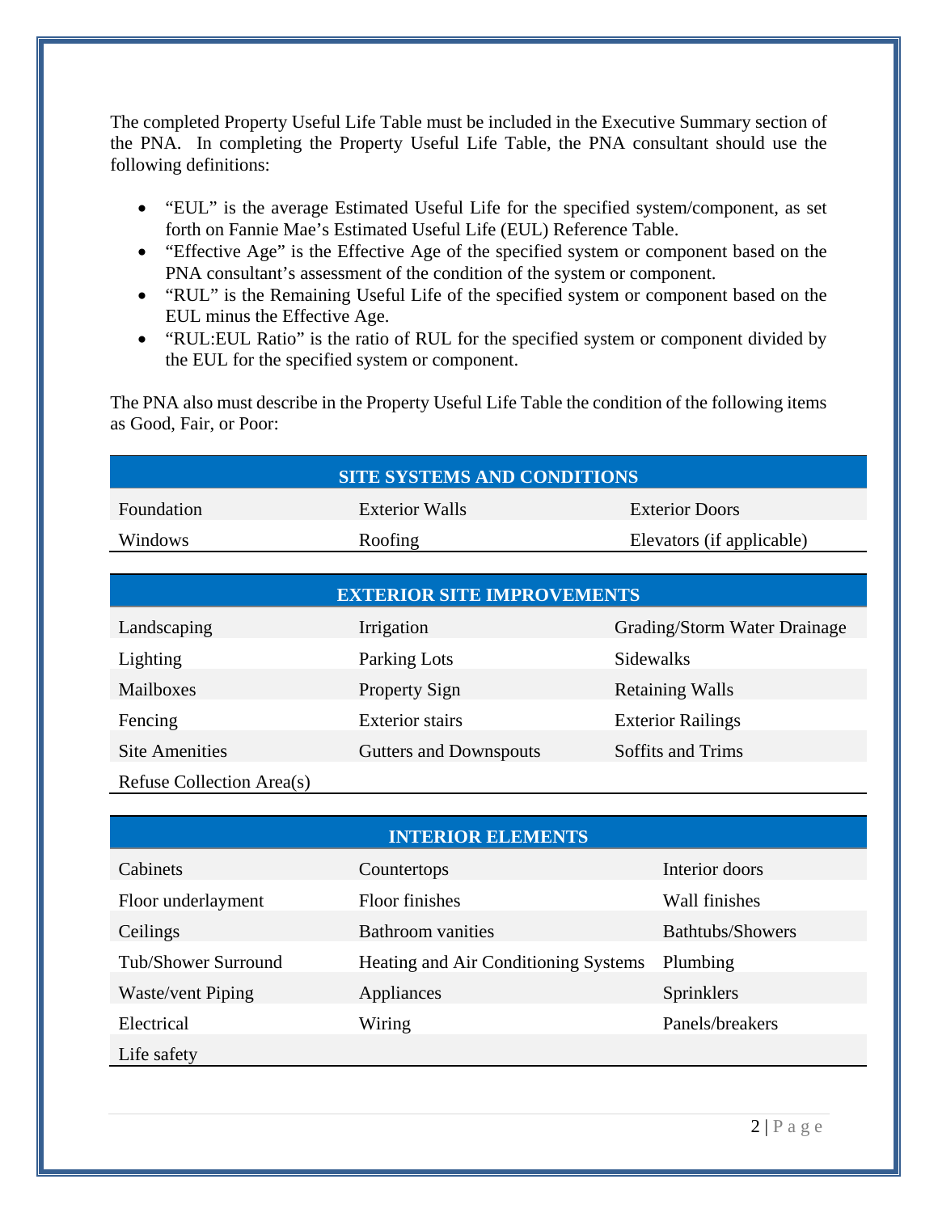The completed Property Useful Life Table must be included in the Executive Summary section of the PNA. In completing the Property Useful Life Table, the PNA consultant should use the following definitions:

- "EUL" is the average Estimated Useful Life for the specified system/component, as set forth on Fannie Mae's Estimated Useful Life (EUL) Reference Table.
- "Effective Age" is the Effective Age of the specified system or component based on the PNA consultant's assessment of the condition of the system or component.
- "RUL" is the Remaining Useful Life of the specified system or component based on the EUL minus the Effective Age.
- "RUL:EUL Ratio" is the ratio of RUL for the specified system or component divided by the EUL for the specified system or component.

The PNA also must describe in the Property Useful Life Table the condition of the following items as Good, Fair, or Poor:

| SITE SYSTEMS AND CONDITIONS | | |
|---|---|---|
| Foundation | Exterior Walls | Exterior Doors |
| Windows | Roofing | Elevators (if applicable) |

| EXTERIOR SITE IMPROVEMENTS | | |
|---|---|---|
| Landscaping | Irrigation | Grading/Storm Water Drainage |
| Lighting | Parking Lots | Sidewalks |
| Mailboxes | Property Sign | Retaining Walls |
| Fencing | Exterior stairs | Exterior Railings |
| Site Amenities | Gutters and Downspouts | Soffits and Trims |
| Refuse Collection Area(s) | | |

| INTERIOR ELEMENTS | | |
|---|---|---|
| Cabinets | Countertops | Interior doors |
| Floor underlayment | Floor finishes | Wall finishes |
| Ceilings | Bathroom vanities | Bathtubs/Showers |
| Tub/Shower Surround | Heating and Air Conditioning Systems | Plumbing |
| Waste/vent Piping | Appliances | Sprinklers |
| Electrical | Wiring | Panels/breakers |
| Life safety | | |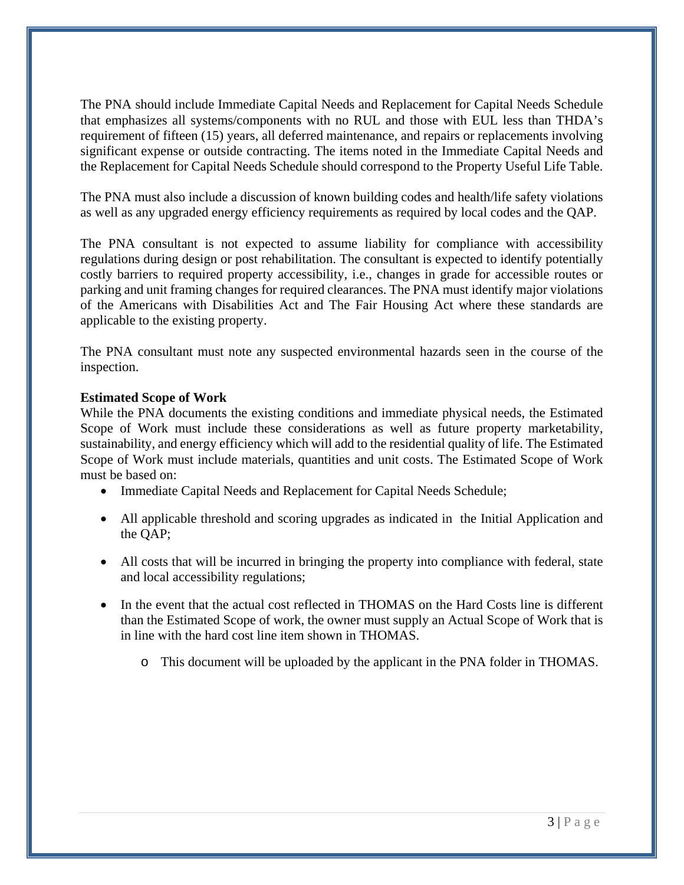The PNA should include Immediate Capital Needs and Replacement for Capital Needs Schedule that emphasizes all systems/components with no RUL and those with EUL less than THDA's requirement of fifteen (15) years, all deferred maintenance, and repairs or replacements involving significant expense or outside contracting. The items noted in the Immediate Capital Needs and the Replacement for Capital Needs Schedule should correspond to the Property Useful Life Table.

The PNA must also include a discussion of known building codes and health/life safety violations as well as any upgraded energy efficiency requirements as required by local codes and the QAP.

The PNA consultant is not expected to assume liability for compliance with accessibility regulations during design or post rehabilitation. The consultant is expected to identify potentially costly barriers to required property accessibility, i.e., changes in grade for accessible routes or parking and unit framing changes for required clearances. The PNA must identify major violations of the Americans with Disabilities Act and The Fair Housing Act where these standards are applicable to the existing property.

The PNA consultant must note any suspected environmental hazards seen in the course of the inspection.

**Estimated Scope of Work**

While the PNA documents the existing conditions and immediate physical needs, the Estimated Scope of Work must include these considerations as well as future property marketability, sustainability, and energy efficiency which will add to the residential quality of life. The Estimated Scope of Work must include materials, quantities and unit costs. The Estimated Scope of Work must be based on:

- Immediate Capital Needs and Replacement for Capital Needs Schedule;
- All applicable threshold and scoring upgrades as indicated in the Initial Application and the QAP;
- All costs that will be incurred in bringing the property into compliance with federal, state and local accessibility regulations;
- In the event that the actual cost reflected in THOMAS on the Hard Costs line is different than the Estimated Scope of work, the owner must supply an Actual Scope of Work that is in line with the hard cost line item shown in THOMAS.
    - This document will be uploaded by the applicant in the PNA folder in THOMAS.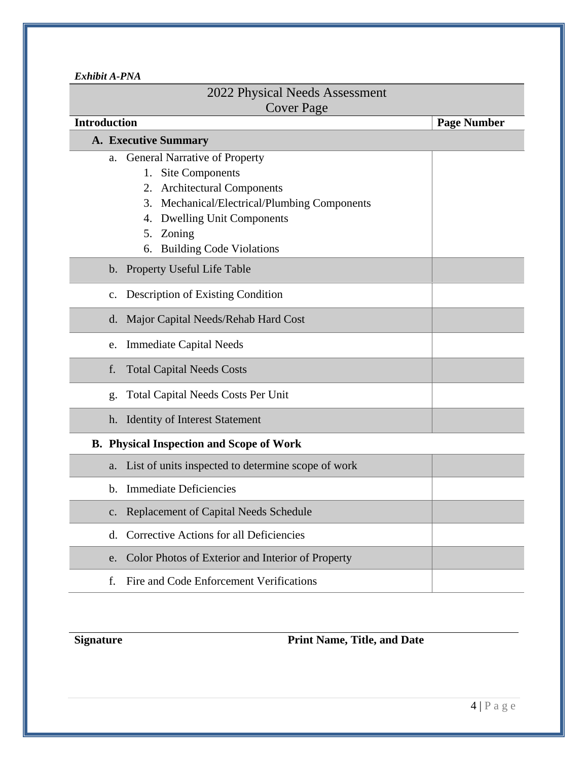*Exhibit A-PNA*

| 2022 Physical Needs Assessment<br>Cover Page | |
|---|---|
| **Introduction** | **Page Number** |
| **A. Executive Summary** | |
| a. General Narrative of Property<br>1. Site Components<br>2. Architectural Components<br>3. Mechanical/Electrical/Plumbing Components<br>4. Dwelling Unit Components<br>5. Zoning<br>6. Building Code Violations | |
| b. Property Useful Life Table | |
| c. Description of Existing Condition | |
| d. Major Capital Needs/Rehab Hard Cost | |
| e. Immediate Capital Needs | |
| f. Total Capital Needs Costs | |
| g. Total Capital Needs Costs Per Unit | |
| h. Identity of Interest Statement | |
| **B. Physical Inspection and Scope of Work** | |
| a. List of units inspected to determine scope of work | |
| b. Immediate Deficiencies | |
| c. Replacement of Capital Needs Schedule | |
| d. Corrective Actions for all Deficiencies | |
| e. Color Photos of Exterior and Interior of Property | |
| f. Fire and Code Enforcement Verifications | |

**Signature** **Print Name, Title, and Date**